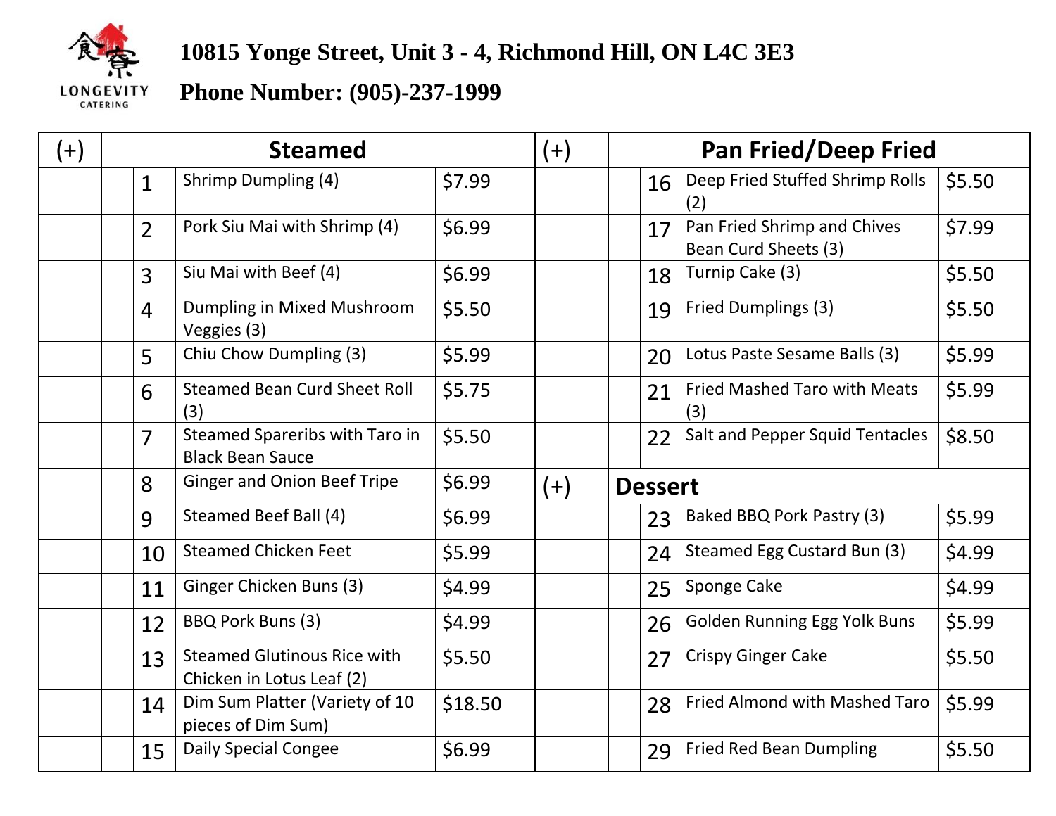LONGEVITY CATERING

# 10815 Yonge Street, Unit 3 - 4, Richmond Hill, ON L4C 3E3

## Phone Number: (905)-237-1999

| (+) | Steamed | | | (+) | Pan Fried/Deep Fried | | |
|---|---|---|---|---|---|---|---|
| | 1 | Shrimp Dumpling (4) | $7.99 | | 16 | Deep Fried Stuffed Shrimp Rolls (2) | $5.50 |
| | 2 | Pork Siu Mai with Shrimp (4) | $6.99 | | 17 | Pan Fried Shrimp and Chives Bean Curd Sheets (3) | $7.99 |
| | 3 | Siu Mai with Beef (4) | $6.99 | | 18 | Turnip Cake (3) | $5.50 |
| | 4 | Dumpling in Mixed Mushroom Veggies (3) | $5.50 | | 19 | Fried Dumplings (3) | $5.50 |
| | 5 | Chiu Chow Dumpling (3) | $5.99 | | 20 | Lotus Paste Sesame Balls (3) | $5.99 |
| | 6 | Steamed Bean Curd Sheet Roll (3) | $5.75 | | 21 | Fried Mashed Taro with Meats (3) | $5.99 |
| | 7 | Steamed Spareribs with Taro in Black Bean Sauce | $5.50 | | 22 | Salt and Pepper Squid Tentacles | $8.50 |
| | 8 | Ginger and Onion Beef Tripe | $6.99 | (+) | **Dessert** | | |
| | 9 | Steamed Beef Ball (4) | $6.99 | | 23 | Baked BBQ Pork Pastry (3) | $5.99 |
| | 10 | Steamed Chicken Feet | $5.99 | | 24 | Steamed Egg Custard Bun (3) | $4.99 |
| | 11 | Ginger Chicken Buns (3) | $4.99 | | 25 | Sponge Cake | $4.99 |
| | 12 | BBQ Pork Buns (3) | $4.99 | | 26 | Golden Running Egg Yolk Buns | $5.99 |
| | 13 | Steamed Glutinous Rice with Chicken in Lotus Leaf (2) | $5.50 | | 27 | Crispy Ginger Cake | $5.50 |
| | 14 | Dim Sum Platter (Variety of 10 pieces of Dim Sum) | $18.50 | | 28 | Fried Almond with Mashed Taro | $5.99 |
| | 15 | Daily Special Congee | $6.99 | | 29 | Fried Red Bean Dumpling | $5.50 |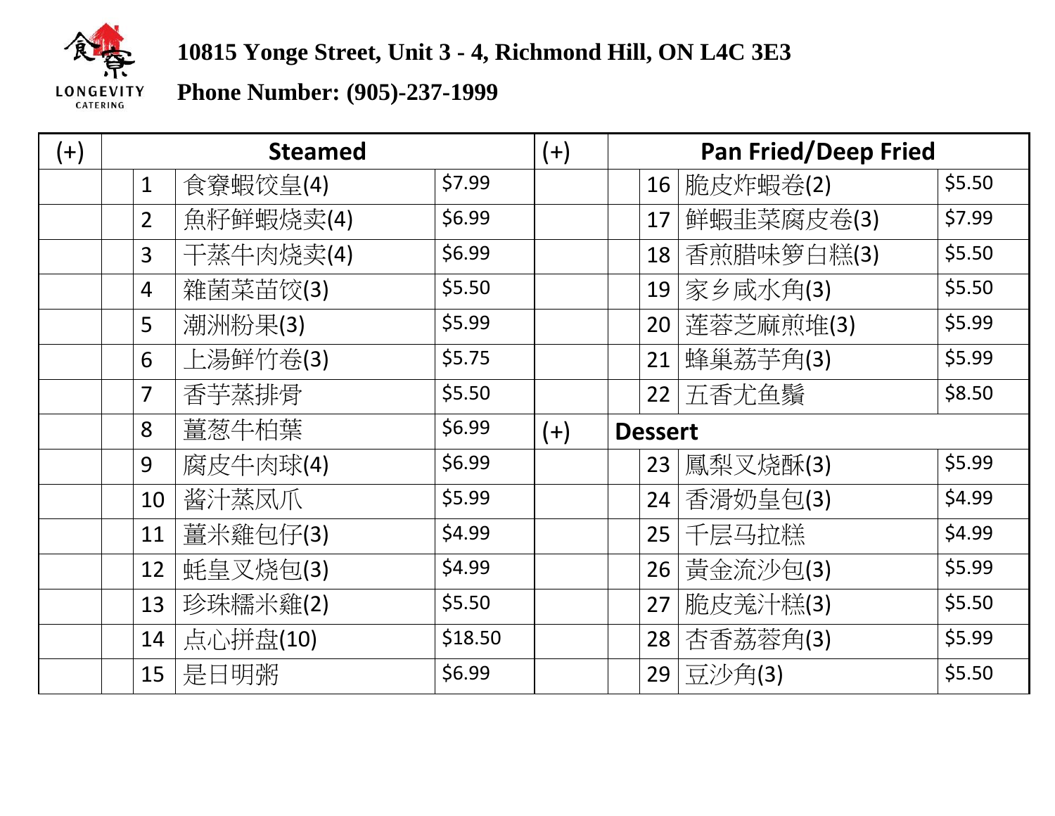LONGEVITY CATERING

**10815 Yonge Street, Unit 3 - 4, Richmond Hill, ON L4C 3E3**

**Phone Number: (905)-237-1999**

| (+) | Steamed | | | (+) | Pan Fried/Deep Fried | | |
|---|---|---|---|---|---|---|---|
| | 1 | 食寮蝦饺皇(4) | $7.99 | | 16 | 脆皮炸蝦卷(2) | $5.50 |
| | 2 | 魚籽鲜蝦烧卖(4) | $6.99 | | 17 | 鲜蝦韭菜腐皮卷(3) | $7.99 |
| | 3 | 干蒸牛肉烧卖(4) | $6.99 | | 18 | 香煎腊味箩白糕(3) | $5.50 |
| | 4 | 雜菌菜苗饺(3) | $5.50 | | 19 | 家乡咸水角(3) | $5.50 |
| | 5 | 潮洲粉果(3) | $5.99 | | 20 | 莲蓉芝麻煎堆(3) | $5.99 |
| | 6 | 上湯鲜竹卷(3) | $5.75 | | 21 | 蜂巢荔芋角(3) | $5.99 |
| | 7 | 香芋蒸排骨 | $5.50 | | 22 | 五香尤鱼鬚 | $8.50 |
| | 8 | 薑葱牛柏葉 | $6.99 | (+) | **Dessert** | | |
| | 9 | 腐皮牛肉球(4) | $6.99 | | 23 | 鳳梨叉烧酥(3) | $5.99 |
| | 10 | 酱汁蒸凤爪 | $5.99 | | 24 | 香滑奶皇包(3) | $4.99 |
| | 11 | 薑米雞包仔(3) | $4.99 | | 25 | 千层马拉糕 | $4.99 |
| | 12 | 蚝皇叉烧包(3) | $4.99 | | 26 | 黃金流沙包(3) | $5.99 |
| | 13 | 珍珠糯米雞(2) | $5.50 | | 27 | 脆皮羌汁糕(3) | $5.50 |
| | 14 | 点心拼盘(10) | $18.50 | | 28 | 杏香荔蓉角(3) | $5.99 |
| | 15 | 是日明粥 | $6.99 | | 29 | 豆沙角(3) | $5.50 |